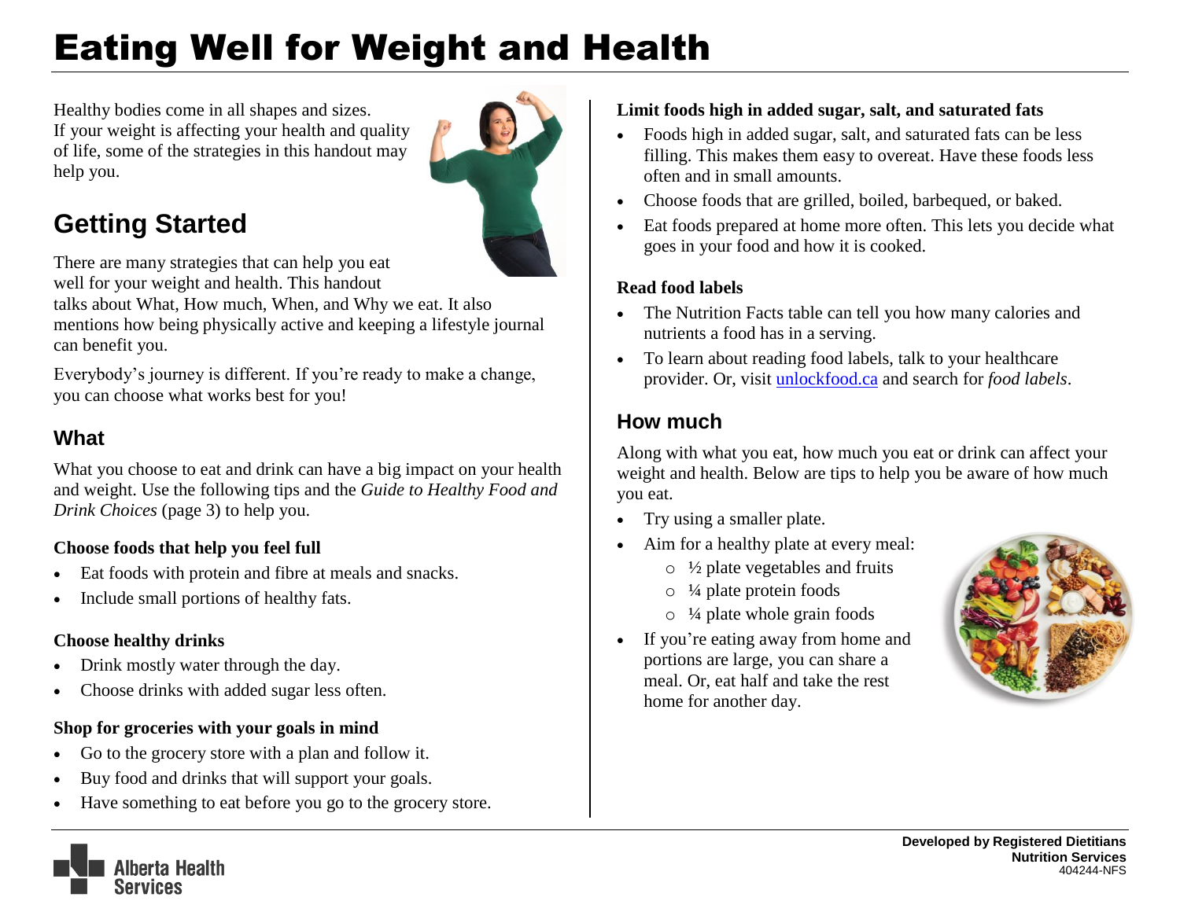# Eating Well for Weight and Health

Healthy bodies come in all shapes and sizes. If your weight is affecting your health and quality of life, some of the strategies in this handout may help you.

## Getting Started

There are many strategies that can help you eat well for your weight and health. This handout talks about What, How much, When, and Why we eat. It also mentions how being physically active and keeping a lifestyle journal can benefit you.

Everybody's journey is different. If you're ready to make a change, you can choose what works best for you!

### What

What you choose to eat and drink can have a big impact on your health and weight. Use the following tips and the *Guide to Healthy Food and Drink Choices* (page 3) to help you.

**Choose foods that help you feel full**

- Eat foods with protein and fibre at meals and snacks.
- Include small portions of healthy fats.

**Choose healthy drinks**

- Drink mostly water through the day.
- Choose drinks with added sugar less often.

**Shop for groceries with your goals in mind**

- Go to the grocery store with a plan and follow it.
- Buy food and drinks that will support your goals.
- Have something to eat before you go to the grocery store.

**Limit foods high in added sugar, salt, and saturated fats**

- Foods high in added sugar, salt, and saturated fats can be less filling. This makes them easy to overeat. Have these foods less often and in small amounts.
- Choose foods that are grilled, boiled, barbequed, or baked.
- Eat foods prepared at home more often. This lets you decide what goes in your food and how it is cooked.

**Read food labels**

- The Nutrition Facts table can tell you how many calories and nutrients a food has in a serving.
- To learn about reading food labels, talk to your healthcare provider. Or, visit unlockfood.ca and search for *food labels*.

### How much

Along with what you eat, how much you eat or drink can affect your weight and health. Below are tips to help you be aware of how much you eat.

- Try using a smaller plate.
- Aim for a healthy plate at every meal:
  - ½ plate vegetables and fruits
  - ¼ plate protein foods
  - ¼ plate whole grain foods
- If you're eating away from home and portions are large, you can share a meal. Or, eat half and take the rest home for another day.

**Developed by Registered Dietitians**
**Nutrition Services**
404244-NFS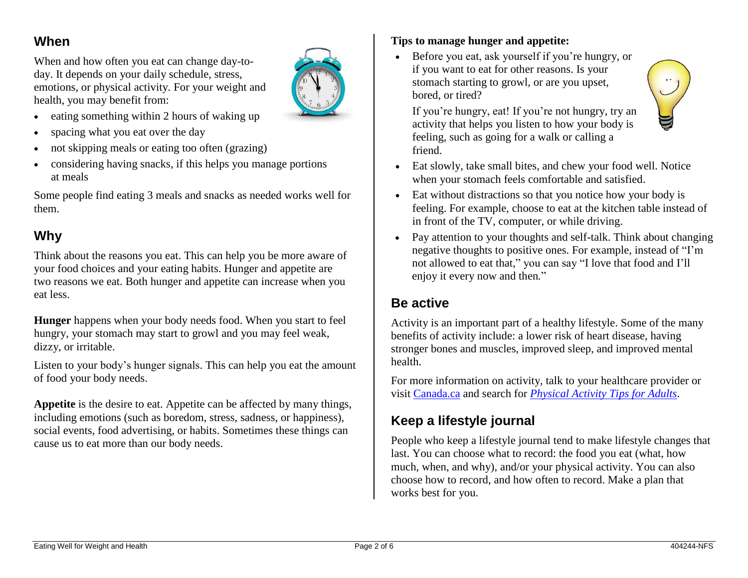## When

When and how often you eat can change day-to-day. It depends on your daily schedule, stress, emotions, or physical activity. For your weight and health, you may benefit from:

- eating something within 2 hours of waking up
- spacing what you eat over the day
- not skipping meals or eating too often (grazing)
- considering having snacks, if this helps you manage portions at meals

Some people find eating 3 meals and snacks as needed works well for them.

## Why

Think about the reasons you eat. This can help you be more aware of your food choices and your eating habits. Hunger and appetite are two reasons we eat. Both hunger and appetite can increase when you eat less.

**Hunger** happens when your body needs food. When you start to feel hungry, your stomach may start to growl and you may feel weak, dizzy, or irritable.

Listen to your body's hunger signals. This can help you eat the amount of food your body needs.

**Appetite** is the desire to eat. Appetite can be affected by many things, including emotions (such as boredom, stress, sadness, or happiness), social events, food advertising, or habits. Sometimes these things can cause us to eat more than our body needs.

**Tips to manage hunger and appetite:**

- Before you eat, ask yourself if you're hungry, or if you want to eat for other reasons. Is your stomach starting to growl, or are you upset, bored, or tired?

  If you're hungry, eat! If you're not hungry, try an activity that helps you listen to how your body is feeling, such as going for a walk or calling a friend.
- Eat slowly, take small bites, and chew your food well. Notice when your stomach feels comfortable and satisfied.
- Eat without distractions so that you notice how your body is feeling. For example, choose to eat at the kitchen table instead of in front of the TV, computer, or while driving.
- Pay attention to your thoughts and self-talk. Think about changing negative thoughts to positive ones. For example, instead of "I'm not allowed to eat that," you can say "I love that food and I'll enjoy it every now and then."

## Be active

Activity is an important part of a healthy lifestyle. Some of the many benefits of activity include: a lower risk of heart disease, having stronger bones and muscles, improved sleep, and improved mental health.

For more information on activity, talk to your healthcare provider or visit Canada.ca and search for *Physical Activity Tips for Adults*.

## Keep a lifestyle journal

People who keep a lifestyle journal tend to make lifestyle changes that last. You can choose what to record: the food you eat (what, how much, when, and why), and/or your physical activity. You can also choose how to record, and how often to record. Make a plan that works best for you.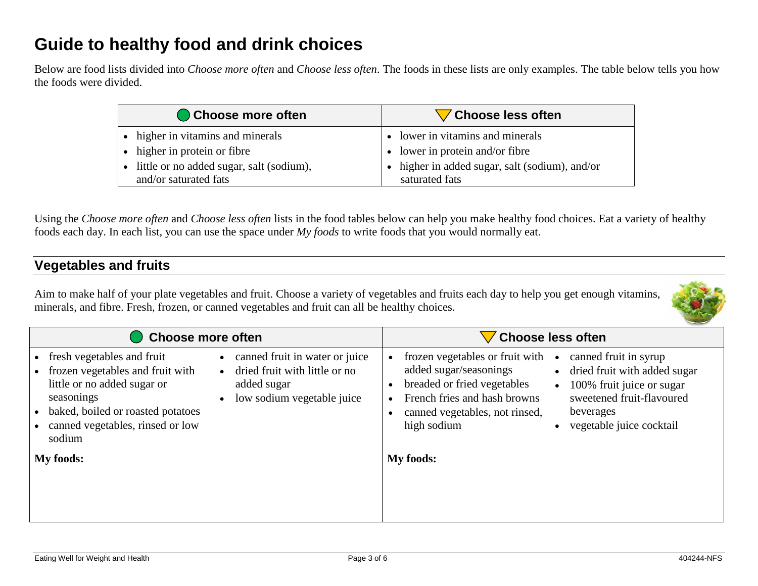# Guide to healthy food and drink choices

Below are food lists divided into *Choose more often* and *Choose less often*. The foods in these lists are only examples. The table below tells you how the foods were divided.

| Choose more often | Choose less often |
|---|---|
| • higher in vitamins and minerals<br>• higher in protein or fibre<br>• little or no added sugar, salt (sodium), and/or saturated fats | • lower in vitamins and minerals<br>• lower in protein and/or fibre<br>• higher in added sugar, salt (sodium), and/or saturated fats |

Using the *Choose more often* and *Choose less often* lists in the food tables below can help you make healthy food choices. Eat a variety of healthy foods each day. In each list, you can use the space under *My foods* to write foods that you would normally eat.

## Vegetables and fruits

Aim to make half of your plate vegetables and fruit. Choose a variety of vegetables and fruits each day to help you get enough vitamins, minerals, and fibre. Fresh, frozen, or canned vegetables and fruit can all be healthy choices.

| Choose more often | Choose less often |
|---|---|
| • fresh vegetables and fruit<br>• frozen vegetables and fruit with little or no added sugar or seasonings<br>• baked, boiled or roasted potatoes<br>• canned vegetables, rinsed or low sodium<br>• canned fruit in water or juice<br>• dried fruit with little or no added sugar<br>• low sodium vegetable juice | • frozen vegetables or fruit with added sugar/seasonings<br>• breaded or fried vegetables<br>• French fries and hash browns<br>• canned vegetables, not rinsed, high sodium<br>• canned fruit in syrup<br>• dried fruit with added sugar<br>• 100% fruit juice or sugar sweetened fruit-flavoured beverages<br>• vegetable juice cocktail |
| **My foods:** | **My foods:** |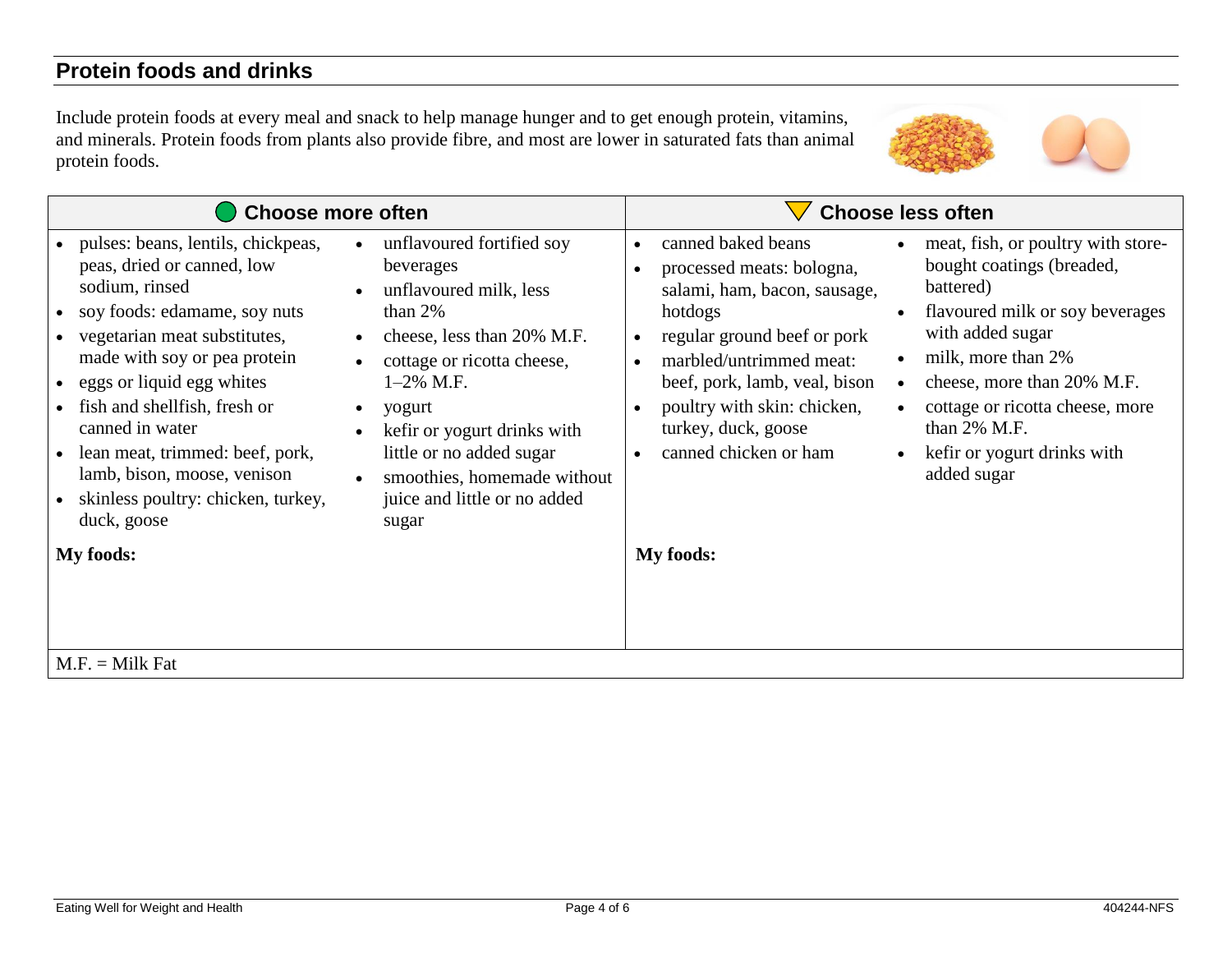## Protein foods and drinks

Include protein foods at every meal and snack to help manage hunger and to get enough protein, vitamins, and minerals. Protein foods from plants also provide fibre, and most are lower in saturated fats than animal protein foods.

| Choose more often | Choose less often |
| --- | --- |
| • pulses: beans, lentils, chickpeas, peas, dried or canned, low sodium, rinsed<br>• soy foods: edamame, soy nuts<br>• vegetarian meat substitutes, made with soy or pea protein<br>• eggs or liquid egg whites<br>• fish and shellfish, fresh or canned in water<br>• lean meat, trimmed: beef, pork, lamb, bison, moose, venison<br>• skinless poultry: chicken, turkey, duck, goose<br>• unflavoured fortified soy beverages<br>• unflavoured milk, less than 2%<br>• cheese, less than 20% M.F.<br>• cottage or ricotta cheese, 1–2% M.F.<br>• yogurt<br>• kefir or yogurt drinks with little or no added sugar<br>• smoothies, homemade without juice and little or no added sugar | • canned baked beans<br>• processed meats: bologna, salami, ham, bacon, sausage, hotdogs<br>• regular ground beef or pork<br>• marbled/untrimmed meat: beef, pork, lamb, veal, bison<br>• poultry with skin: chicken, turkey, duck, goose<br>• canned chicken or ham<br>• meat, fish, or poultry with store-bought coatings (breaded, battered)<br>• flavoured milk or soy beverages with added sugar<br>• milk, more than 2%<br>• cheese, more than 20% M.F.<br>• cottage or ricotta cheese, more than 2% M.F.<br>• kefir or yogurt drinks with added sugar |
| **My foods:** | **My foods:** |
| M.F. = Milk Fat | |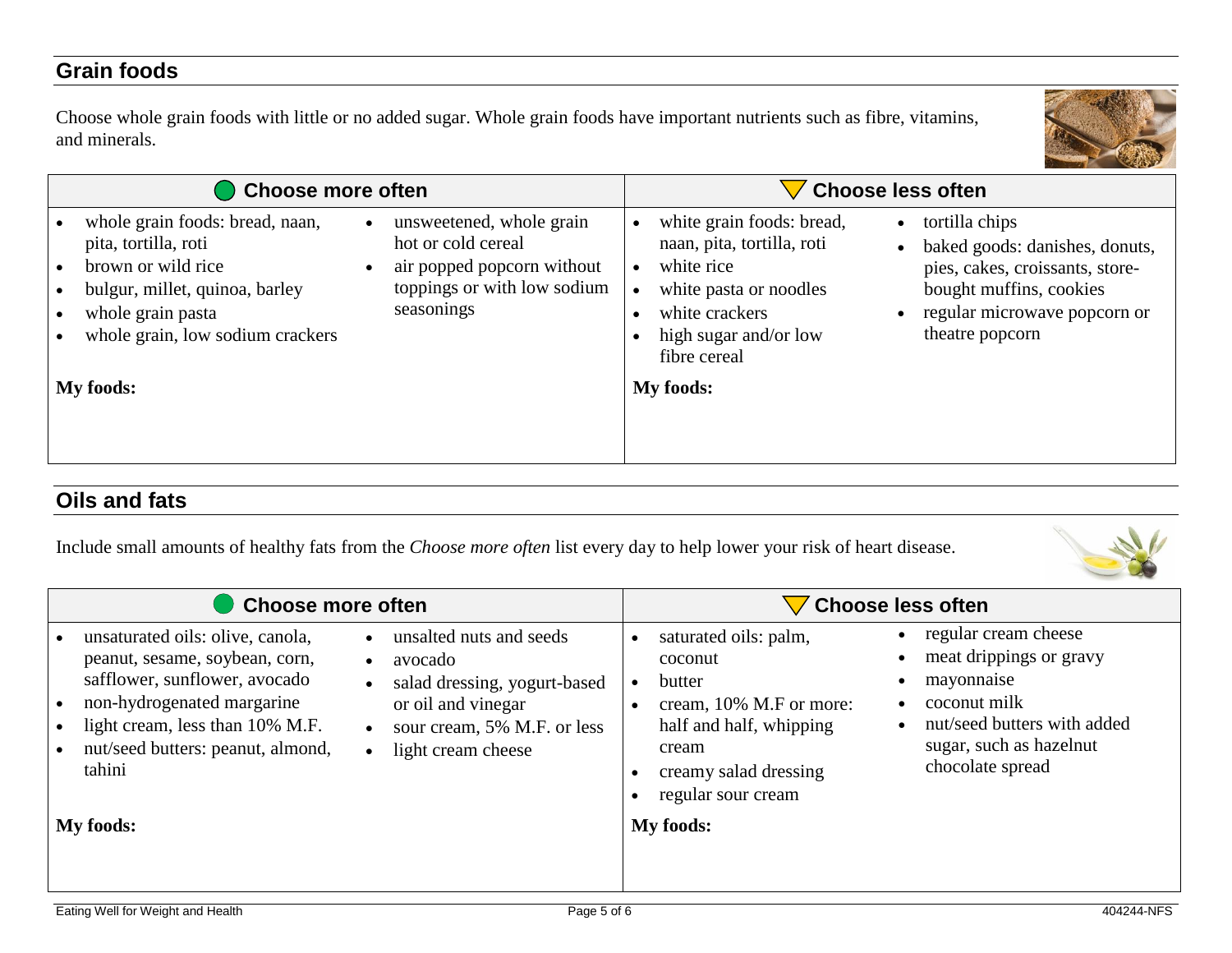## Grain foods

Choose whole grain foods with little or no added sugar. Whole grain foods have important nutrients such as fibre, vitamins, and minerals.

| Choose more often | Choose less often |
|---|---|
| • whole grain foods: bread, naan, pita, tortilla, roti<br>• brown or wild rice<br>• bulgur, millet, quinoa, barley<br>• whole grain pasta<br>• whole grain, low sodium crackers<br>• unsweetened, whole grain hot or cold cereal<br>• air popped popcorn without toppings or with low sodium seasonings | • white grain foods: bread, naan, pita, tortilla, roti<br>• white rice<br>• white pasta or noodles<br>• white crackers<br>• high sugar and/or low fibre cereal<br>• tortilla chips<br>• baked goods: danishes, donuts, pies, cakes, croissants, store-bought muffins, cookies<br>• regular microwave popcorn or theatre popcorn |
| **My foods:** | **My foods:** |

## Oils and fats

Include small amounts of healthy fats from the *Choose more often* list every day to help lower your risk of heart disease.

| Choose more often | Choose less often |
|---|---|
| • unsaturated oils: olive, canola, peanut, sesame, soybean, corn, safflower, sunflower, avocado<br>• non-hydrogenated margarine<br>• light cream, less than 10% M.F.<br>• nut/seed butters: peanut, almond, tahini<br>• unsalted nuts and seeds<br>• avocado<br>• salad dressing, yogurt-based or oil and vinegar<br>• sour cream, 5% M.F. or less<br>• light cream cheese | • saturated oils: palm, coconut<br>• butter<br>• cream, 10% M.F or more: half and half, whipping cream<br>• creamy salad dressing<br>• regular sour cream<br>• regular cream cheese<br>• meat drippings or gravy<br>• mayonnaise<br>• coconut milk<br>• nut/seed butters with added sugar, such as hazelnut chocolate spread |
| **My foods:** | **My foods:** |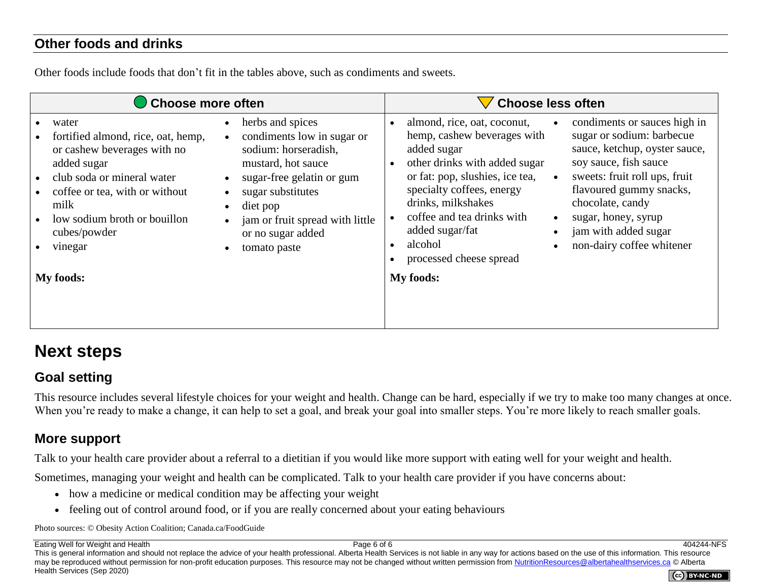## Other foods and drinks

Other foods include foods that don't fit in the tables above, such as condiments and sweets.

| Choose more often | Choose less often |
|---|---|
| • water<br>• fortified almond, rice, oat, hemp, or cashew beverages with no added sugar<br>• club soda or mineral water<br>• coffee or tea, with or without milk<br>• low sodium broth or bouillon cubes/powder<br>• vinegar<br>• herbs and spices<br>• condiments low in sugar or sodium: horseradish, mustard, hot sauce<br>• sugar-free gelatin or gum<br>• sugar substitutes<br>• diet pop<br>• jam or fruit spread with little or no sugar added<br>• tomato paste | • almond, rice, oat, coconut, hemp, cashew beverages with added sugar<br>• other drinks with added sugar or fat: pop, slushies, ice tea, specialty coffees, energy drinks, milkshakes<br>• coffee and tea drinks with added sugar/fat<br>• alcohol<br>• processed cheese spread<br>• condiments or sauces high in sugar or sodium: barbecue sauce, ketchup, oyster sauce, soy sauce, fish sauce<br>• sweets: fruit roll ups, fruit flavoured gummy snacks, chocolate, candy<br>• sugar, honey, syrup<br>• jam with added sugar<br>• non-dairy coffee whitener |
| **My foods:** | **My foods:** |

# Next steps

## Goal setting

This resource includes several lifestyle choices for your weight and health. Change can be hard, especially if we try to make too many changes at once. When you're ready to make a change, it can help to set a goal, and break your goal into smaller steps. You're more likely to reach smaller goals.

## More support

Talk to your health care provider about a referral to a dietitian if you would like more support with eating well for your weight and health.

Sometimes, managing your weight and health can be complicated. Talk to your health care provider if you have concerns about:

- how a medicine or medical condition may be affecting your weight
- feeling out of control around food, or if you are really concerned about your eating behaviours

Photo sources: © Obesity Action Coalition; Canada.ca/FoodGuide

This is general information and should not replace the advice of your health professional. Alberta Health Services is not liable in any way for actions based on the use of this information. This resource may be reproduced without permission for non-profit education purposes. This resource may not be changed without written permission from NutritionResources@albertahealthservices.ca © Alberta Health Services (Sep 2020)